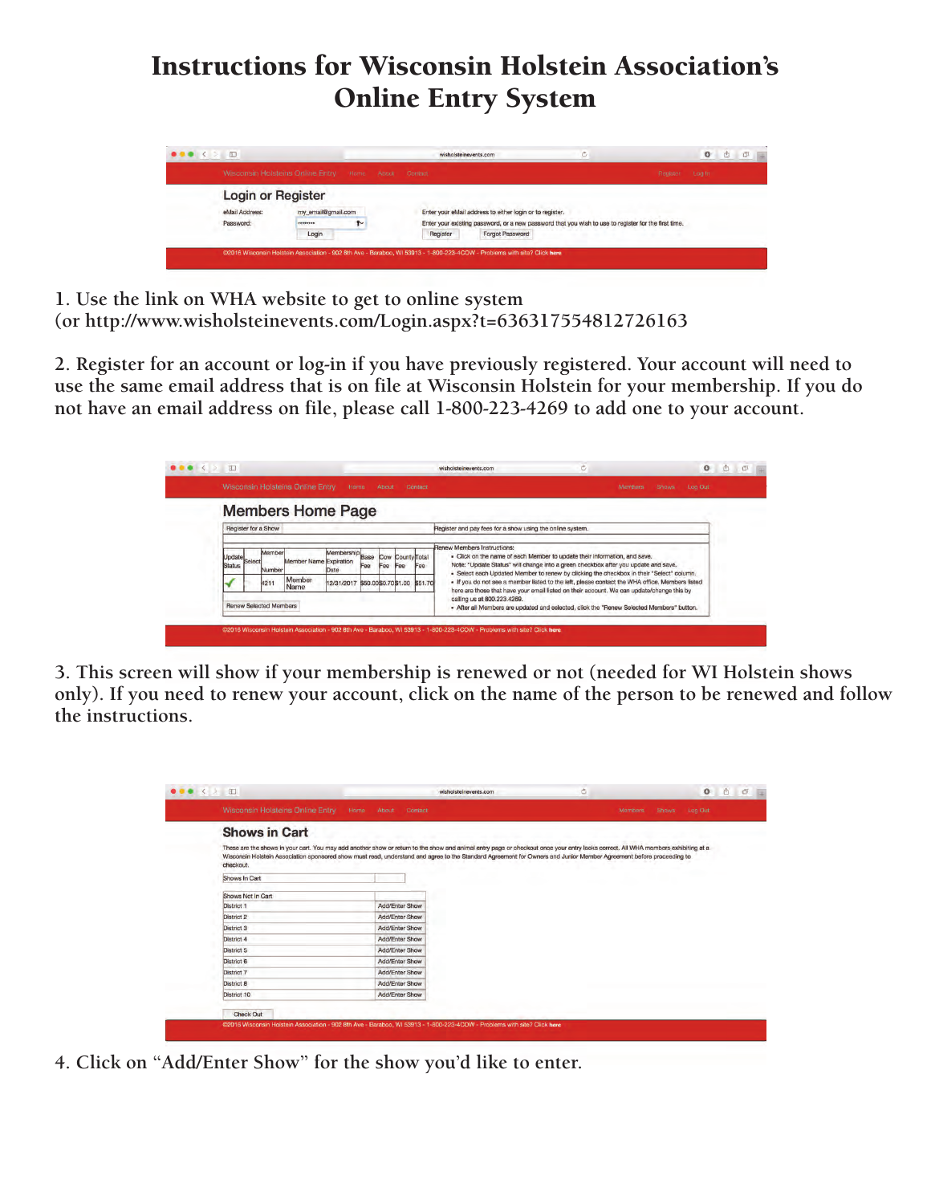# Instructions for Wisconsin Holstein Association's Online Entry System

1. Use the link on WHA website to get to online system
(or http://www.wisholsteinevents.com/Login.aspx?t=636317554812726163

2. Register for an account or log-in if you have previously registered. Your account will need to use the same email address that is on file at Wisconsin Holstein for your membership. If you do not have an email address on file, please call 1-800-223-4269 to add one to your account.

3. This screen will show if your membership is renewed or not (needed for WI Holstein shows only). If you need to renew your account, click on the name of the person to be renewed and follow the instructions.

4. Click on "Add/Enter Show" for the show you'd like to enter.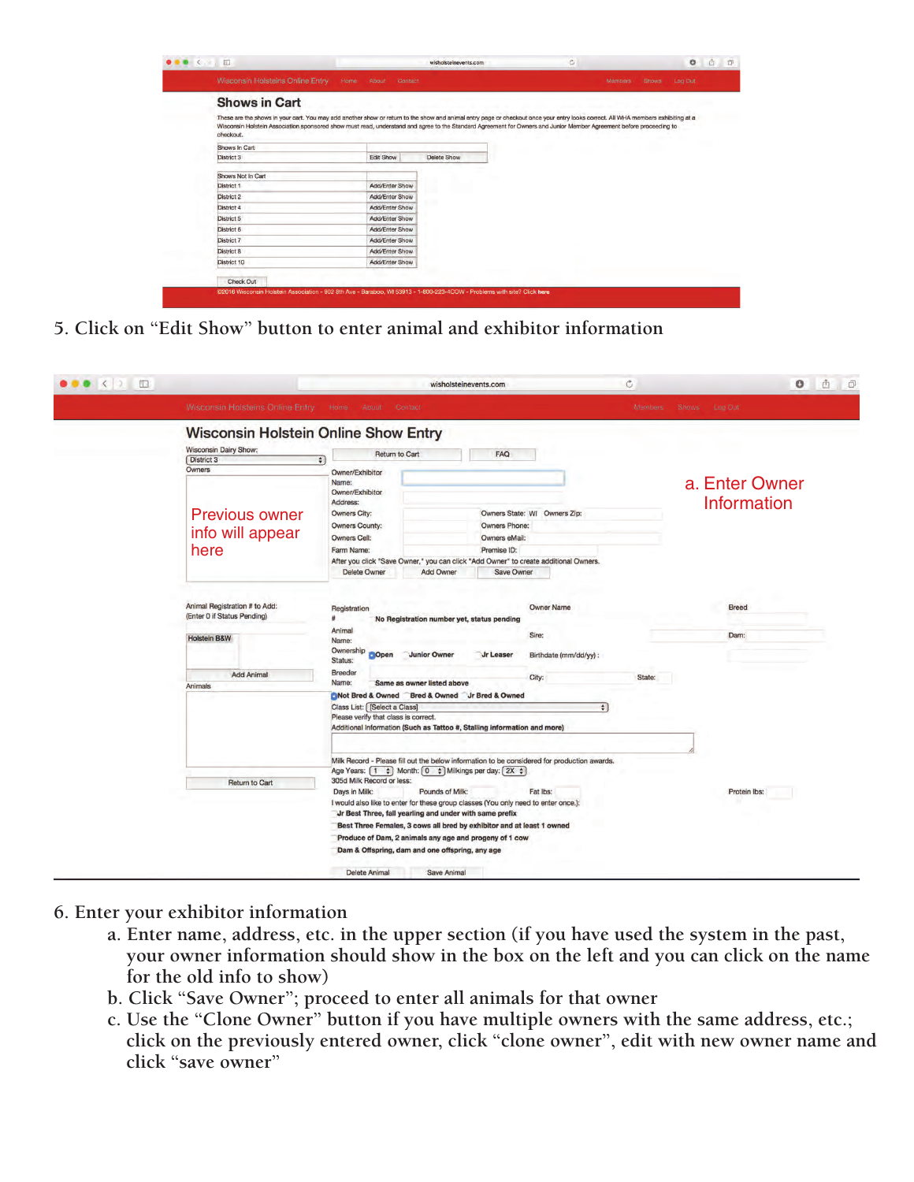5. Click on "Edit Show" button to enter animal and exhibitor information

6. Enter your exhibitor information
   a. Enter name, address, etc. in the upper section (if you have used the system in the past, your owner information should show in the box on the left and you can click on the name for the old info to show)
   b. Click "Save Owner"; proceed to enter all animals for that owner
   c. Use the "Clone Owner" button if you have multiple owners with the same address, etc.; click on the previously entered owner, click "clone owner", edit with new owner name and click "save owner"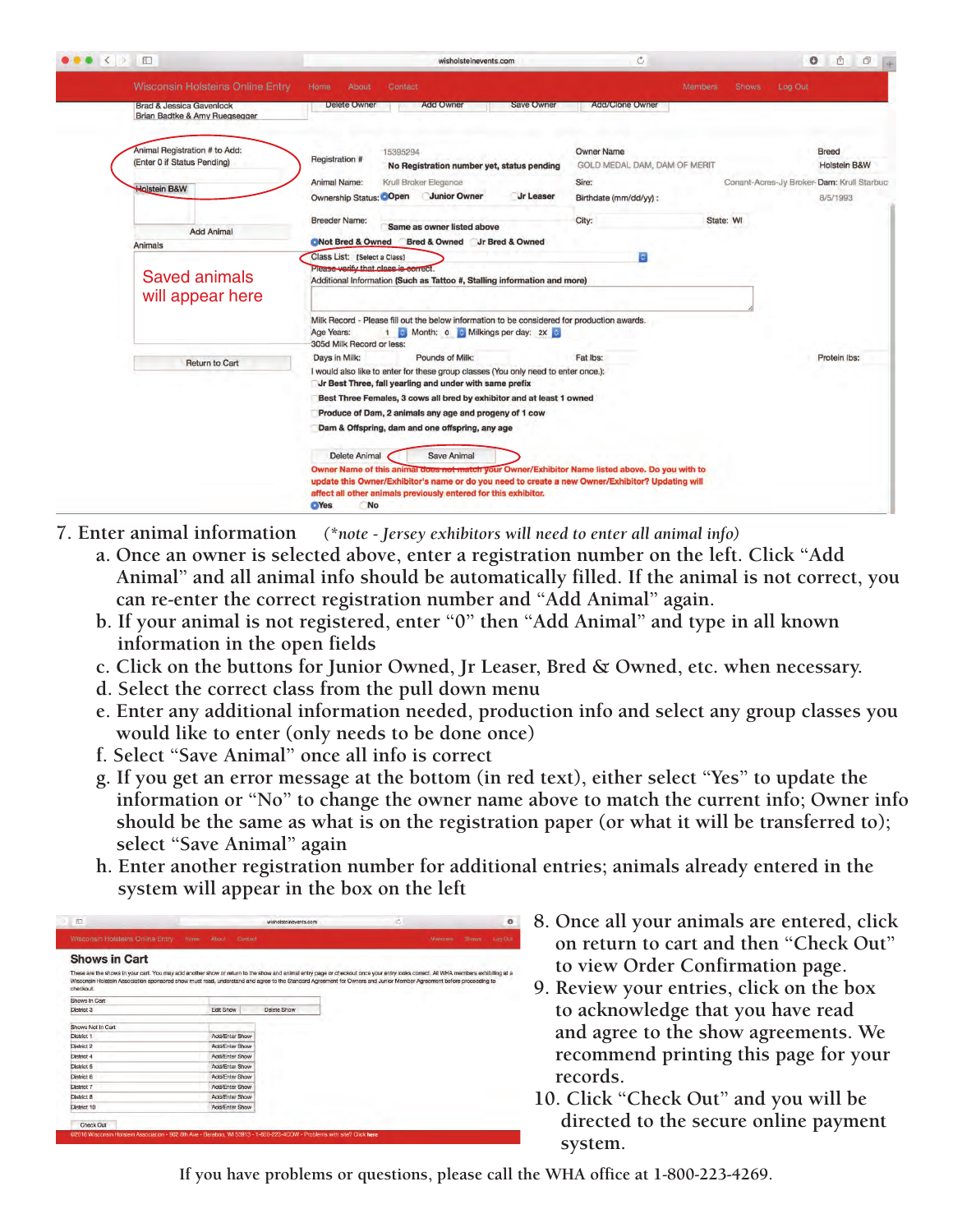7. Enter animal information (*note - Jersey exhibitors will need to enter all animal info)
    a. Once an owner is selected above, enter a registration number on the left. Click "Add Animal" and all animal info should be automatically filled. If the animal is not correct, you can re-enter the correct registration number and "Add Animal" again.
    b. If your animal is not registered, enter "0" then "Add Animal" and type in all known information in the open fields
    c. Click on the buttons for Junior Owned, Jr Leaser, Bred & Owned, etc. when necessary.
    d. Select the correct class from the pull down menu
    e. Enter any additional information needed, production info and select any group classes you would like to enter (only needs to be done once)
    f. Select "Save Animal" once all info is correct
    g. If you get an error message at the bottom (in red text), either select "Yes" to update the information or "No" to change the owner name above to match the current info; Owner info should be the same as what is on the registration paper (or what it will be transferred to); select "Save Animal" again
    h. Enter another registration number for additional entries; animals already entered in the system will appear in the box on the left

8. Once all your animals are entered, click on return to cart and then "Check Out" to view Order Confirmation page.
9. Review your entries, click on the box to acknowledge that you have read and agree to the show agreements. We recommend printing this page for your records.
10. Click "Check Out" and you will be directed to the secure online payment system.

If you have problems or questions, please call the WHA office at 1-800-223-4269.